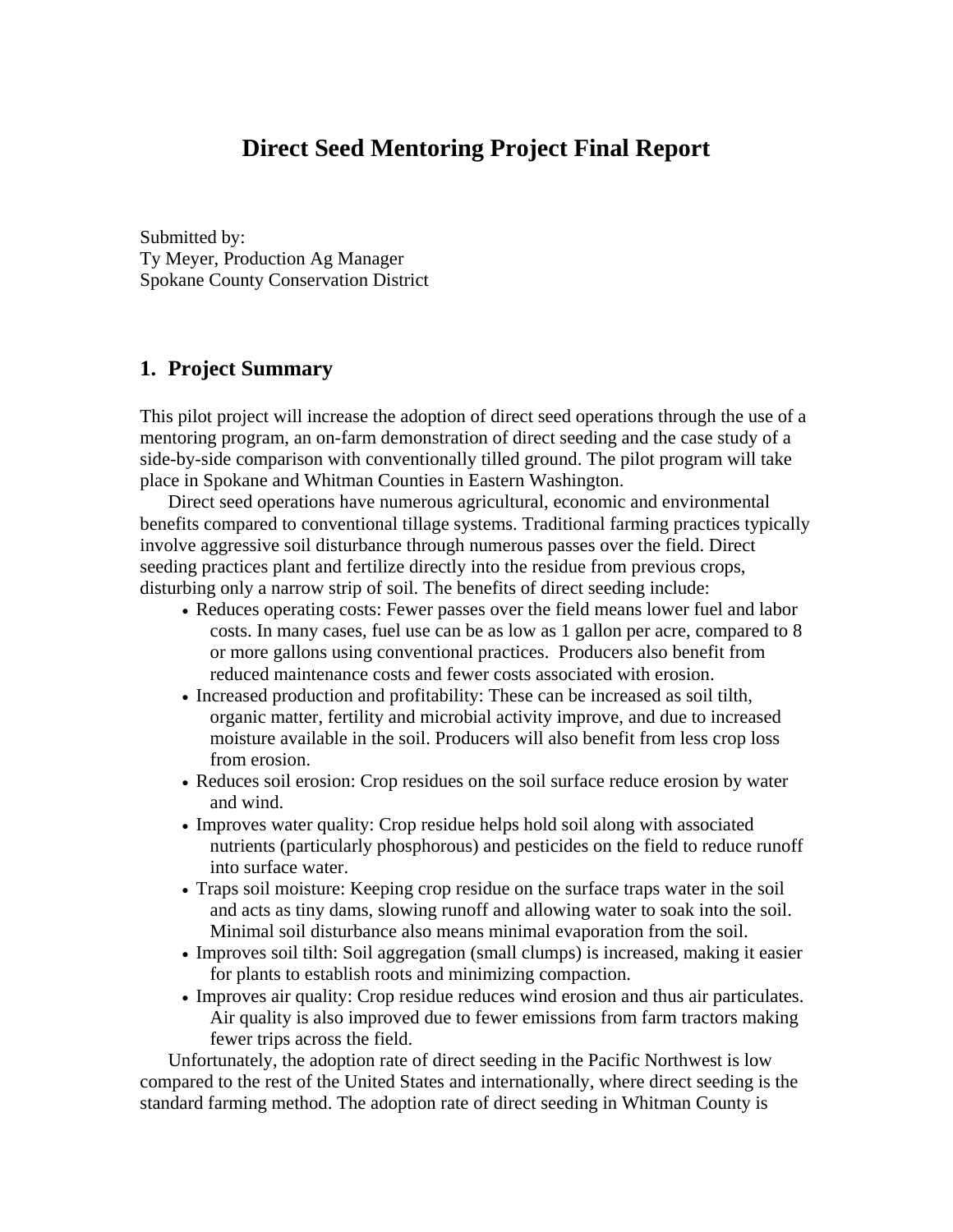# Direct Seed Mentoring Project Final Report

Submitted by:
Ty Meyer, Production Ag Manager
Spokane County Conservation District

## 1. Project Summary

This pilot project will increase the adoption of direct seed operations through the use of a mentoring program, an on-farm demonstration of direct seeding and the case study of a side-by-side comparison with conventionally tilled ground. The pilot program will take place in Spokane and Whitman Counties in Eastern Washington.

Direct seed operations have numerous agricultural, economic and environmental benefits compared to conventional tillage systems. Traditional farming practices typically involve aggressive soil disturbance through numerous passes over the field. Direct seeding practices plant and fertilize directly into the residue from previous crops, disturbing only a narrow strip of soil. The benefits of direct seeding include:

- Reduces operating costs: Fewer passes over the field means lower fuel and labor costs. In many cases, fuel use can be as low as 1 gallon per acre, compared to 8 or more gallons using conventional practices. Producers also benefit from reduced maintenance costs and fewer costs associated with erosion.
- Increased production and profitability: These can be increased as soil tilth, organic matter, fertility and microbial activity improve, and due to increased moisture available in the soil. Producers will also benefit from less crop loss from erosion.
- Reduces soil erosion: Crop residues on the soil surface reduce erosion by water and wind.
- Improves water quality: Crop residue helps hold soil along with associated nutrients (particularly phosphorous) and pesticides on the field to reduce runoff into surface water.
- Traps soil moisture: Keeping crop residue on the surface traps water in the soil and acts as tiny dams, slowing runoff and allowing water to soak into the soil. Minimal soil disturbance also means minimal evaporation from the soil.
- Improves soil tilth: Soil aggregation (small clumps) is increased, making it easier for plants to establish roots and minimizing compaction.
- Improves air quality: Crop residue reduces wind erosion and thus air particulates. Air quality is also improved due to fewer emissions from farm tractors making fewer trips across the field.

Unfortunately, the adoption rate of direct seeding in the Pacific Northwest is low compared to the rest of the United States and internationally, where direct seeding is the standard farming method. The adoption rate of direct seeding in Whitman County is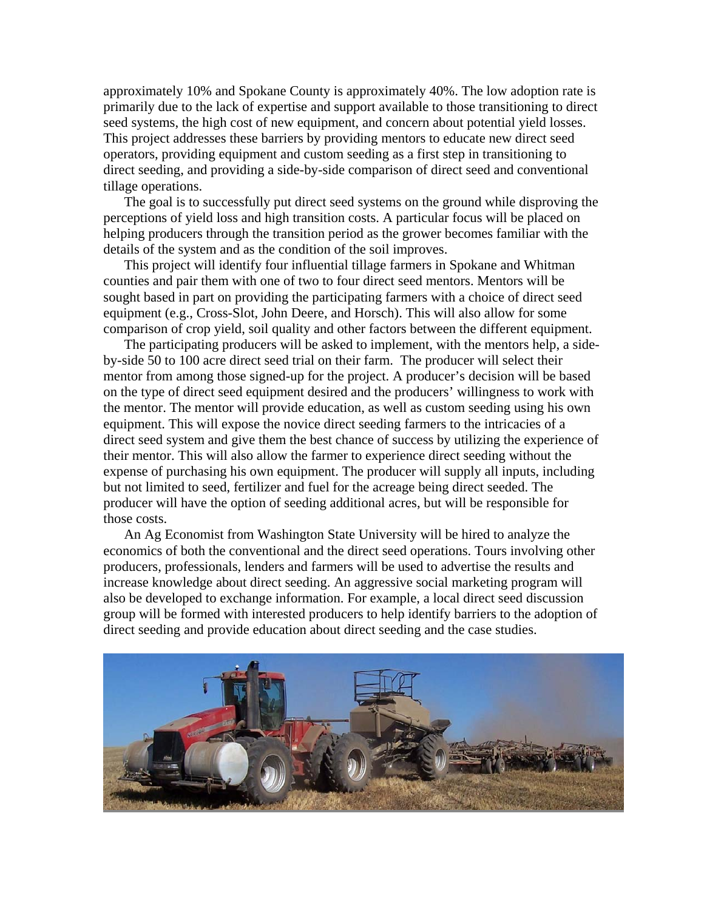approximately 10% and Spokane County is approximately 40%. The low adoption rate is primarily due to the lack of expertise and support available to those transitioning to direct seed systems, the high cost of new equipment, and concern about potential yield losses. This project addresses these barriers by providing mentors to educate new direct seed operators, providing equipment and custom seeding as a first step in transitioning to direct seeding, and providing a side-by-side comparison of direct seed and conventional tillage operations.

The goal is to successfully put direct seed systems on the ground while disproving the perceptions of yield loss and high transition costs. A particular focus will be placed on helping producers through the transition period as the grower becomes familiar with the details of the system and as the condition of the soil improves.

This project will identify four influential tillage farmers in Spokane and Whitman counties and pair them with one of two to four direct seed mentors. Mentors will be sought based in part on providing the participating farmers with a choice of direct seed equipment (e.g., Cross-Slot, John Deere, and Horsch). This will also allow for some comparison of crop yield, soil quality and other factors between the different equipment.

The participating producers will be asked to implement, with the mentors help, a side-by-side 50 to 100 acre direct seed trial on their farm. The producer will select their mentor from among those signed-up for the project. A producer's decision will be based on the type of direct seed equipment desired and the producers' willingness to work with the mentor. The mentor will provide education, as well as custom seeding using his own equipment. This will expose the novice direct seeding farmers to the intricacies of a direct seed system and give them the best chance of success by utilizing the experience of their mentor. This will also allow the farmer to experience direct seeding without the expense of purchasing his own equipment. The producer will supply all inputs, including but not limited to seed, fertilizer and fuel for the acreage being direct seeded. The producer will have the option of seeding additional acres, but will be responsible for those costs.

An Ag Economist from Washington State University will be hired to analyze the economics of both the conventional and the direct seed operations. Tours involving other producers, professionals, lenders and farmers will be used to advertise the results and increase knowledge about direct seeding. An aggressive social marketing program will also be developed to exchange information. For example, a local direct seed discussion group will be formed with interested producers to help identify barriers to the adoption of direct seeding and provide education about direct seeding and the case studies.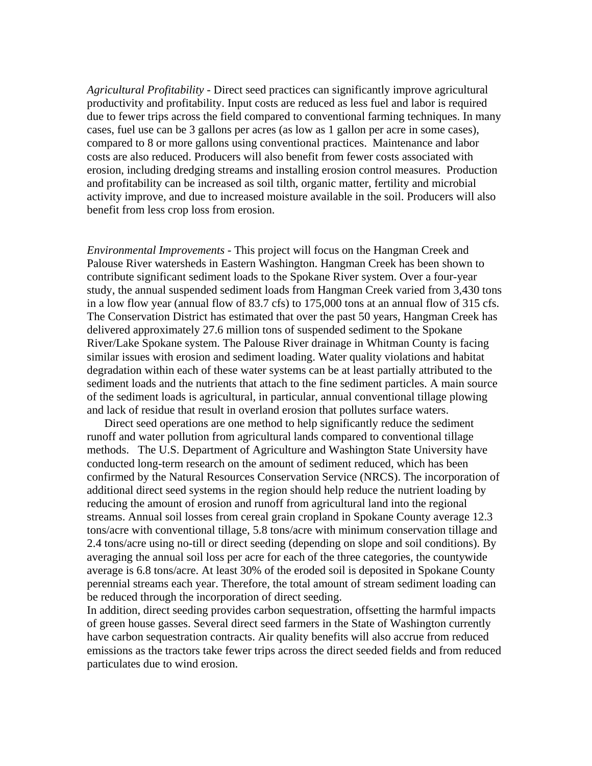*Agricultural Profitability* - Direct seed practices can significantly improve agricultural productivity and profitability. Input costs are reduced as less fuel and labor is required due to fewer trips across the field compared to conventional farming techniques. In many cases, fuel use can be 3 gallons per acres (as low as 1 gallon per acre in some cases), compared to 8 or more gallons using conventional practices. Maintenance and labor costs are also reduced. Producers will also benefit from fewer costs associated with erosion, including dredging streams and installing erosion control measures. Production and profitability can be increased as soil tilth, organic matter, fertility and microbial activity improve, and due to increased moisture available in the soil. Producers will also benefit from less crop loss from erosion.

*Environmental Improvements* - This project will focus on the Hangman Creek and Palouse River watersheds in Eastern Washington. Hangman Creek has been shown to contribute significant sediment loads to the Spokane River system. Over a four-year study, the annual suspended sediment loads from Hangman Creek varied from 3,430 tons in a low flow year (annual flow of 83.7 cfs) to 175,000 tons at an annual flow of 315 cfs. The Conservation District has estimated that over the past 50 years, Hangman Creek has delivered approximately 27.6 million tons of suspended sediment to the Spokane River/Lake Spokane system. The Palouse River drainage in Whitman County is facing similar issues with erosion and sediment loading. Water quality violations and habitat degradation within each of these water systems can be at least partially attributed to the sediment loads and the nutrients that attach to the fine sediment particles. A main source of the sediment loads is agricultural, in particular, annual conventional tillage plowing and lack of residue that result in overland erosion that pollutes surface waters.

Direct seed operations are one method to help significantly reduce the sediment runoff and water pollution from agricultural lands compared to conventional tillage methods. The U.S. Department of Agriculture and Washington State University have conducted long-term research on the amount of sediment reduced, which has been confirmed by the Natural Resources Conservation Service (NRCS). The incorporation of additional direct seed systems in the region should help reduce the nutrient loading by reducing the amount of erosion and runoff from agricultural land into the regional streams. Annual soil losses from cereal grain cropland in Spokane County average 12.3 tons/acre with conventional tillage, 5.8 tons/acre with minimum conservation tillage and 2.4 tons/acre using no-till or direct seeding (depending on slope and soil conditions). By averaging the annual soil loss per acre for each of the three categories, the countywide average is 6.8 tons/acre. At least 30% of the eroded soil is deposited in Spokane County perennial streams each year. Therefore, the total amount of stream sediment loading can be reduced through the incorporation of direct seeding.

In addition, direct seeding provides carbon sequestration, offsetting the harmful impacts of green house gasses. Several direct seed farmers in the State of Washington currently have carbon sequestration contracts. Air quality benefits will also accrue from reduced emissions as the tractors take fewer trips across the direct seeded fields and from reduced particulates due to wind erosion.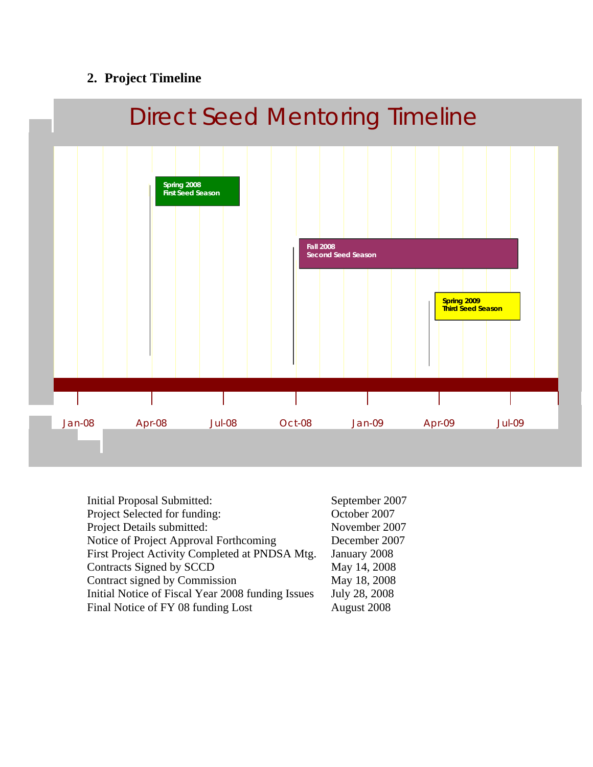## 2. Project Timeline

Direct Seed Mentoring Timeline

Spring 2008
First Seed Season

Fall 2008
Second Seed Season

Spring 2009
Third Seed Season

Jan-08 Apr-08 Jul-08 Oct-08 Jan-09 Apr-09 Jul-09

| | |
|---|---|
| Initial Proposal Submitted: | September 2007 |
| Project Selected for funding: | October 2007 |
| Project Details submitted: | November 2007 |
| Notice of Project Approval Forthcoming | December 2007 |
| First Project Activity Completed at PNDSA Mtg. | January 2008 |
| Contracts Signed by SCCD | May 14, 2008 |
| Contract signed by Commission | May 18, 2008 |
| Initial Notice of Fiscal Year 2008 funding Issues | July 28, 2008 |
| Final Notice of FY 08 funding Lost | August 2008 |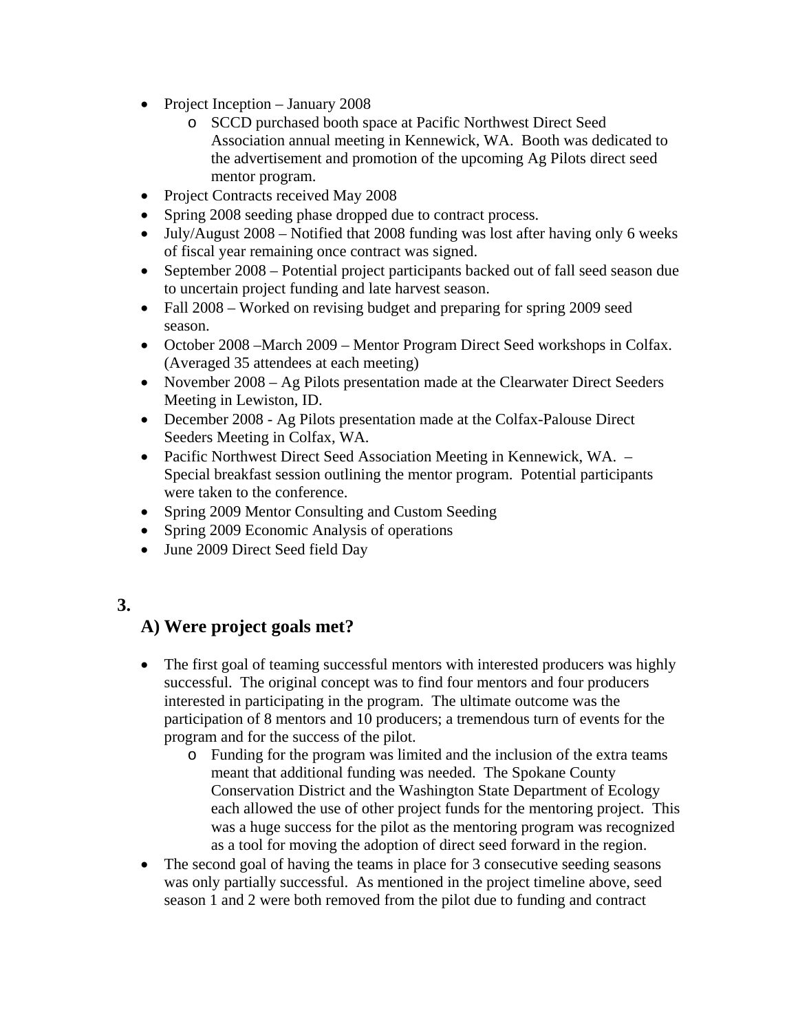- Project Inception – January 2008
  - SCCD purchased booth space at Pacific Northwest Direct Seed Association annual meeting in Kennewick, WA. Booth was dedicated to the advertisement and promotion of the upcoming Ag Pilots direct seed mentor program.
- Project Contracts received May 2008
- Spring 2008 seeding phase dropped due to contract process.
- July/August 2008 – Notified that 2008 funding was lost after having only 6 weeks of fiscal year remaining once contract was signed.
- September 2008 – Potential project participants backed out of fall seed season due to uncertain project funding and late harvest season.
- Fall 2008 – Worked on revising budget and preparing for spring 2009 seed season.
- October 2008 –March 2009 – Mentor Program Direct Seed workshops in Colfax. (Averaged 35 attendees at each meeting)
- November 2008 – Ag Pilots presentation made at the Clearwater Direct Seeders Meeting in Lewiston, ID.
- December 2008 - Ag Pilots presentation made at the Colfax-Palouse Direct Seeders Meeting in Colfax, WA.
- Pacific Northwest Direct Seed Association Meeting in Kennewick, WA. – Special breakfast session outlining the mentor program. Potential participants were taken to the conference.
- Spring 2009 Mentor Consulting and Custom Seeding
- Spring 2009 Economic Analysis of operations
- June 2009 Direct Seed field Day

**3.**

## A) Were project goals met?

- The first goal of teaming successful mentors with interested producers was highly successful. The original concept was to find four mentors and four producers interested in participating in the program. The ultimate outcome was the participation of 8 mentors and 10 producers; a tremendous turn of events for the program and for the success of the pilot.
  - Funding for the program was limited and the inclusion of the extra teams meant that additional funding was needed. The Spokane County Conservation District and the Washington State Department of Ecology each allowed the use of other project funds for the mentoring project. This was a huge success for the pilot as the mentoring program was recognized as a tool for moving the adoption of direct seed forward in the region.
- The second goal of having the teams in place for 3 consecutive seeding seasons was only partially successful. As mentioned in the project timeline above, seed season 1 and 2 were both removed from the pilot due to funding and contract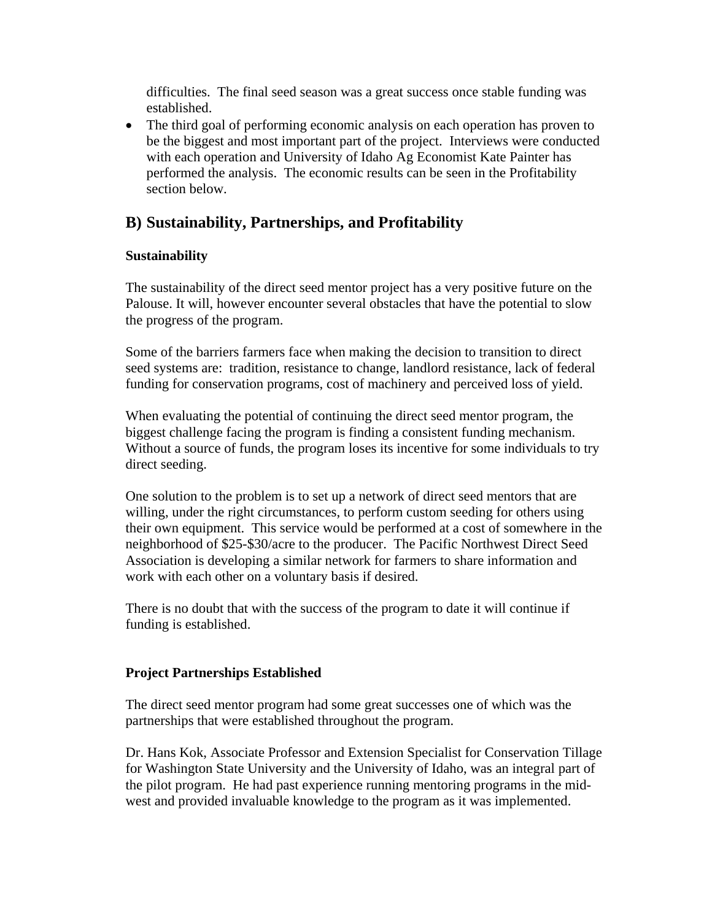difficulties. The final seed season was a great success once stable funding was established.

- The third goal of performing economic analysis on each operation has proven to be the biggest and most important part of the project. Interviews were conducted with each operation and University of Idaho Ag Economist Kate Painter has performed the analysis. The economic results can be seen in the Profitability section below.

## B) Sustainability, Partnerships, and Profitability

**Sustainability**

The sustainability of the direct seed mentor project has a very positive future on the Palouse. It will, however encounter several obstacles that have the potential to slow the progress of the program.

Some of the barriers farmers face when making the decision to transition to direct seed systems are: tradition, resistance to change, landlord resistance, lack of federal funding for conservation programs, cost of machinery and perceived loss of yield.

When evaluating the potential of continuing the direct seed mentor program, the biggest challenge facing the program is finding a consistent funding mechanism. Without a source of funds, the program loses its incentive for some individuals to try direct seeding.

One solution to the problem is to set up a network of direct seed mentors that are willing, under the right circumstances, to perform custom seeding for others using their own equipment. This service would be performed at a cost of somewhere in the neighborhood of $25-$30/acre to the producer. The Pacific Northwest Direct Seed Association is developing a similar network for farmers to share information and work with each other on a voluntary basis if desired.

There is no doubt that with the success of the program to date it will continue if funding is established.

**Project Partnerships Established**

The direct seed mentor program had some great successes one of which was the partnerships that were established throughout the program.

Dr. Hans Kok, Associate Professor and Extension Specialist for Conservation Tillage for Washington State University and the University of Idaho, was an integral part of the pilot program. He had past experience running mentoring programs in the mid-west and provided invaluable knowledge to the program as it was implemented.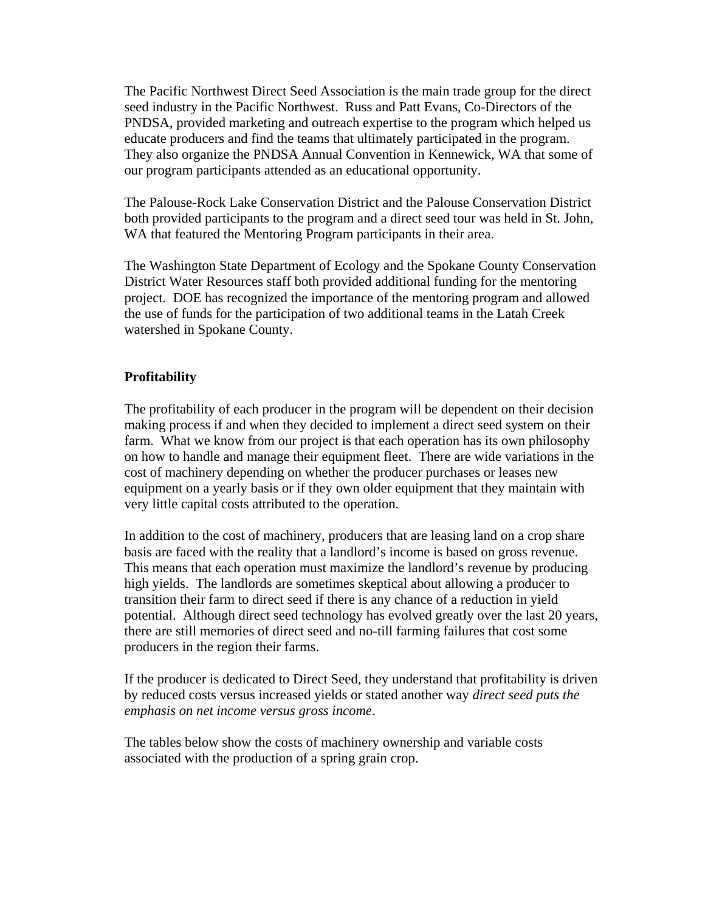The Pacific Northwest Direct Seed Association is the main trade group for the direct seed industry in the Pacific Northwest. Russ and Patt Evans, Co-Directors of the PNDSA, provided marketing and outreach expertise to the program which helped us educate producers and find the teams that ultimately participated in the program. They also organize the PNDSA Annual Convention in Kennewick, WA that some of our program participants attended as an educational opportunity.

The Palouse-Rock Lake Conservation District and the Palouse Conservation District both provided participants to the program and a direct seed tour was held in St. John, WA that featured the Mentoring Program participants in their area.

The Washington State Department of Ecology and the Spokane County Conservation District Water Resources staff both provided additional funding for the mentoring project. DOE has recognized the importance of the mentoring program and allowed the use of funds for the participation of two additional teams in the Latah Creek watershed in Spokane County.

**Profitability**

The profitability of each producer in the program will be dependent on their decision making process if and when they decided to implement a direct seed system on their farm. What we know from our project is that each operation has its own philosophy on how to handle and manage their equipment fleet. There are wide variations in the cost of machinery depending on whether the producer purchases or leases new equipment on a yearly basis or if they own older equipment that they maintain with very little capital costs attributed to the operation.

In addition to the cost of machinery, producers that are leasing land on a crop share basis are faced with the reality that a landlord's income is based on gross revenue. This means that each operation must maximize the landlord's revenue by producing high yields. The landlords are sometimes skeptical about allowing a producer to transition their farm to direct seed if there is any chance of a reduction in yield potential. Although direct seed technology has evolved greatly over the last 20 years, there are still memories of direct seed and no-till farming failures that cost some producers in the region their farms.

If the producer is dedicated to Direct Seed, they understand that profitability is driven by reduced costs versus increased yields or stated another way *direct seed puts the emphasis on net income versus gross income*.

The tables below show the costs of machinery ownership and variable costs associated with the production of a spring grain crop.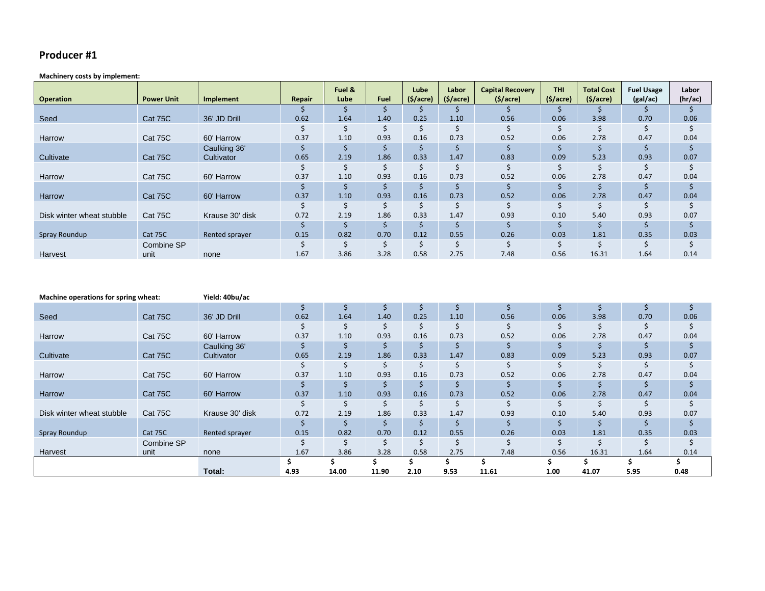## Producer #1

**Machinery costs by implement:**

| Operation | Power Unit | Implement | Repair | Fuel & Lube | Fuel | Lube ($/acre) | Labor ($/acre) | Capital Recovery ($/acre) | THI ($/acre) | Total Cost ($/acre) | Fuel Usage (gal/ac) | Labor (hr/ac) |
|---|---|---|---|---|---|---|---|---|---|---|---|---|
| Seed | Cat 75C | 36' JD Drill | $ 0.62 | $ 1.64 | $ 1.40 | $ 0.25 | $ 1.10 | $ 0.56 | $ 0.06 | $ 3.98 | $ 0.70 | $ 0.06 |
| Harrow | Cat 75C | 60' Harrow | $ 0.37 | $ 1.10 | $ 0.93 | $ 0.16 | $ 0.73 | $ 0.52 | $ 0.06 | $ 2.78 | $ 0.47 | $ 0.04 |
| Cultivate | Cat 75C | Caulking 36' Cultivator | $ 0.65 | $ 2.19 | $ 1.86 | $ 0.33 | $ 1.47 | $ 0.83 | $ 0.09 | $ 5.23 | $ 0.93 | $ 0.07 |
| Harrow | Cat 75C | 60' Harrow | $ 0.37 | $ 1.10 | $ 0.93 | $ 0.16 | $ 0.73 | $ 0.52 | $ 0.06 | $ 2.78 | $ 0.47 | $ 0.04 |
| Harrow | Cat 75C | 60' Harrow | $ 0.37 | $ 1.10 | $ 0.93 | $ 0.16 | $ 0.73 | $ 0.52 | $ 0.06 | $ 2.78 | $ 0.47 | $ 0.04 |
| Disk winter wheat stubble | Cat 75C | Krause 30' disk | $ 0.72 | $ 2.19 | $ 1.86 | $ 0.33 | $ 1.47 | $ 0.93 | $ 0.10 | $ 5.40 | $ 0.93 | $ 0.07 |
| Spray Roundup | Cat 75C | Rented sprayer | $ 0.15 | $ 0.82 | $ 0.70 | $ 0.12 | $ 0.55 | $ 0.26 | $ 0.03 | $ 1.81 | $ 0.35 | $ 0.03 |
| Harvest | Combine SP unit | none | $ 1.67 | $ 3.86 | $ 3.28 | $ 0.58 | $ 2.75 | $ 7.48 | $ 0.56 | $ 16.31 | $ 1.64 | $ 0.14 |

**Machine operations for spring wheat:** **Yield: 40bu/ac**

| Operation | Power Unit | Implement | Repair | Fuel & Lube | Fuel | Lube ($/acre) | Labor ($/acre) | Capital Recovery ($/acre) | THI ($/acre) | Total Cost ($/acre) | Fuel Usage (gal/ac) | Labor (hr/ac) |
|---|---|---|---|---|---|---|---|---|---|---|---|---|
| Seed | Cat 75C | 36' JD Drill | $ 0.62 | $ 1.64 | $ 1.40 | $ 0.25 | $ 1.10 | $ 0.56 | $ 0.06 | $ 3.98 | $ 0.70 | $ 0.06 |
| Harrow | Cat 75C | 60' Harrow | $ 0.37 | $ 1.10 | $ 0.93 | $ 0.16 | $ 0.73 | $ 0.52 | $ 0.06 | $ 2.78 | $ 0.47 | $ 0.04 |
| Cultivate | Cat 75C | Caulking 36' Cultivator | $ 0.65 | $ 2.19 | $ 1.86 | $ 0.33 | $ 1.47 | $ 0.83 | $ 0.09 | $ 5.23 | $ 0.93 | $ 0.07 |
| Harrow | Cat 75C | 60' Harrow | $ 0.37 | $ 1.10 | $ 0.93 | $ 0.16 | $ 0.73 | $ 0.52 | $ 0.06 | $ 2.78 | $ 0.47 | $ 0.04 |
| Harrow | Cat 75C | 60' Harrow | $ 0.37 | $ 1.10 | $ 0.93 | $ 0.16 | $ 0.73 | $ 0.52 | $ 0.06 | $ 2.78 | $ 0.47 | $ 0.04 |
| Disk winter wheat stubble | Cat 75C | Krause 30' disk | $ 0.72 | $ 2.19 | $ 1.86 | $ 0.33 | $ 1.47 | $ 0.93 | $ 0.10 | $ 5.40 | $ 0.93 | $ 0.07 |
| Spray Roundup | Cat 75C | Rented sprayer | $ 0.15 | $ 0.82 | $ 0.70 | $ 0.12 | $ 0.55 | $ 0.26 | $ 0.03 | $ 1.81 | $ 0.35 | $ 0.03 |
| Harvest | Combine SP unit | none | $ 1.67 | $ 3.86 | $ 3.28 | $ 0.58 | $ 2.75 | $ 7.48 | $ 0.56 | $ 16.31 | $ 1.64 | $ 0.14 |
| | | **Total:** | **$ 4.93** | **$ 14.00** | **$ 11.90** | **$ 2.10** | **$ 9.53** | **$ 11.61** | **$ 1.00** | **$ 41.07** | **$ 5.95** | **$ 0.48** |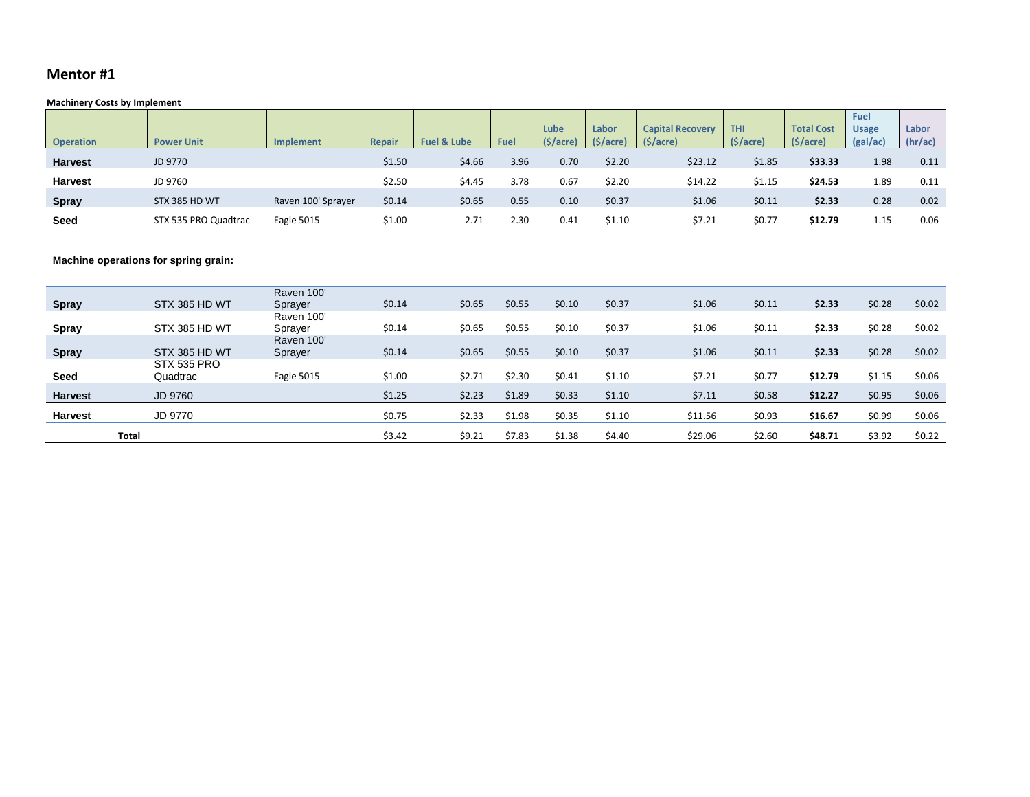## Mentor #1

**Machinery Costs by Implement**

| Operation | Power Unit | Implement | Repair | Fuel & Lube | Fuel | Lube ($/acre) | Labor ($/acre) | Capital Recovery ($/acre) | THI ($/acre) | Total Cost ($/acre) | Fuel Usage (gal/ac) | Labor (hr/ac) |
|---|---|---|---|---|---|---|---|---|---|---|---|---|
| **Harvest** | JD 9770 | | $1.50 | $4.66 | 3.96 | 0.70 | $2.20 | $23.12 | $1.85 | **$33.33** | 1.98 | 0.11 |
| **Harvest** | JD 9760 | | $2.50 | $4.45 | 3.78 | 0.67 | $2.20 | $14.22 | $1.15 | **$24.53** | 1.89 | 0.11 |
| **Spray** | STX 385 HD WT | Raven 100' Sprayer | $0.14 | $0.65 | 0.55 | 0.10 | $0.37 | $1.06 | $0.11 | **$2.33** | 0.28 | 0.02 |
| **Seed** | STX 535 PRO Quadtrac | Eagle 5015 | $1.00 | 2.71 | 2.30 | 0.41 | $1.10 | $7.21 | $0.77 | **$12.79** | 1.15 | 0.06 |

**Machine operations for spring grain:**

| Operation | Power Unit | Implement | Repair | Fuel & Lube | Fuel | Lube | Labor | Capital Recovery | THI | Total Cost | Fuel Usage | Labor |
|---|---|---|---|---|---|---|---|---|---|---|---|---|
| **Spray** | STX 385 HD WT | Raven 100' Sprayer | $0.14 | $0.65 | $0.55 | $0.10 | $0.37 | $1.06 | $0.11 | **$2.33** | $0.28 | $0.02 |
| **Spray** | STX 385 HD WT | Raven 100' Sprayer | $0.14 | $0.65 | $0.55 | $0.10 | $0.37 | $1.06 | $0.11 | **$2.33** | $0.28 | $0.02 |
| **Spray** | STX 385 HD WT | Raven 100' Sprayer | $0.14 | $0.65 | $0.55 | $0.10 | $0.37 | $1.06 | $0.11 | **$2.33** | $0.28 | $0.02 |
| **Seed** | STX 535 PRO Quadtrac | Eagle 5015 | $1.00 | $2.71 | $2.30 | $0.41 | $1.10 | $7.21 | $0.77 | **$12.79** | $1.15 | $0.06 |
| **Harvest** | JD 9760 | | $1.25 | $2.23 | $1.89 | $0.33 | $1.10 | $7.11 | $0.58 | **$12.27** | $0.95 | $0.06 |
| **Harvest** | JD 9770 | | $0.75 | $2.33 | $1.98 | $0.35 | $1.10 | $11.56 | $0.93 | **$16.67** | $0.99 | $0.06 |
| **Total** | | | $3.42 | $9.21 | $7.83 | $1.38 | $4.40 | $29.06 | $2.60 | **$48.71** | $3.92 | $0.22 |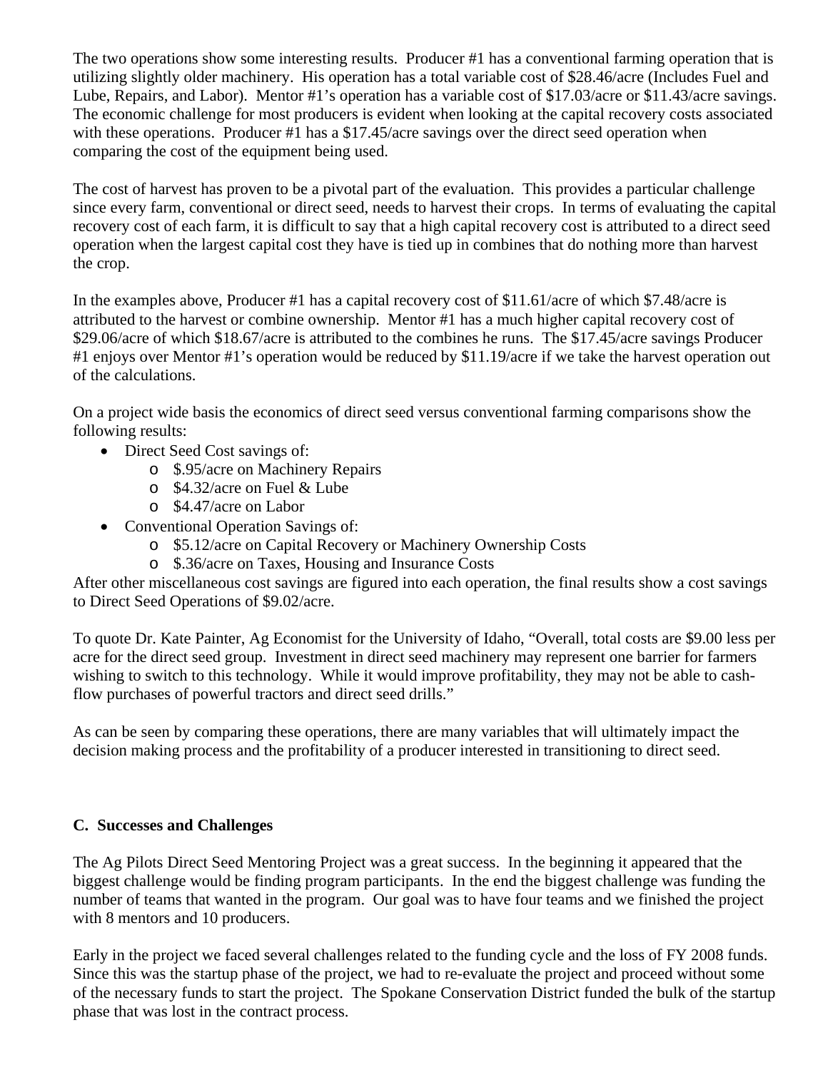The two operations show some interesting results. Producer #1 has a conventional farming operation that is utilizing slightly older machinery. His operation has a total variable cost of $28.46/acre (Includes Fuel and Lube, Repairs, and Labor). Mentor #1's operation has a variable cost of $17.03/acre or $11.43/acre savings. The economic challenge for most producers is evident when looking at the capital recovery costs associated with these operations. Producer #1 has a $17.45/acre savings over the direct seed operation when comparing the cost of the equipment being used.

The cost of harvest has proven to be a pivotal part of the evaluation. This provides a particular challenge since every farm, conventional or direct seed, needs to harvest their crops. In terms of evaluating the capital recovery cost of each farm, it is difficult to say that a high capital recovery cost is attributed to a direct seed operation when the largest capital cost they have is tied up in combines that do nothing more than harvest the crop.

In the examples above, Producer #1 has a capital recovery cost of $11.61/acre of which $7.48/acre is attributed to the harvest or combine ownership. Mentor #1 has a much higher capital recovery cost of $29.06/acre of which $18.67/acre is attributed to the combines he runs. The $17.45/acre savings Producer #1 enjoys over Mentor #1's operation would be reduced by $11.19/acre if we take the harvest operation out of the calculations.

On a project wide basis the economics of direct seed versus conventional farming comparisons show the following results:

- Direct Seed Cost savings of:
  - $.95/acre on Machinery Repairs
  - $4.32/acre on Fuel & Lube
  - $4.47/acre on Labor
- Conventional Operation Savings of:
  - $5.12/acre on Capital Recovery or Machinery Ownership Costs
  - $.36/acre on Taxes, Housing and Insurance Costs

After other miscellaneous cost savings are figured into each operation, the final results show a cost savings to Direct Seed Operations of $9.02/acre.

To quote Dr. Kate Painter, Ag Economist for the University of Idaho, "Overall, total costs are $9.00 less per acre for the direct seed group. Investment in direct seed machinery may represent one barrier for farmers wishing to switch to this technology. While it would improve profitability, they may not be able to cash-flow purchases of powerful tractors and direct seed drills."

As can be seen by comparing these operations, there are many variables that will ultimately impact the decision making process and the profitability of a producer interested in transitioning to direct seed.

### C. Successes and Challenges

The Ag Pilots Direct Seed Mentoring Project was a great success. In the beginning it appeared that the biggest challenge would be finding program participants. In the end the biggest challenge was funding the number of teams that wanted in the program. Our goal was to have four teams and we finished the project with 8 mentors and 10 producers.

Early in the project we faced several challenges related to the funding cycle and the loss of FY 2008 funds. Since this was the startup phase of the project, we had to re-evaluate the project and proceed without some of the necessary funds to start the project. The Spokane Conservation District funded the bulk of the startup phase that was lost in the contract process.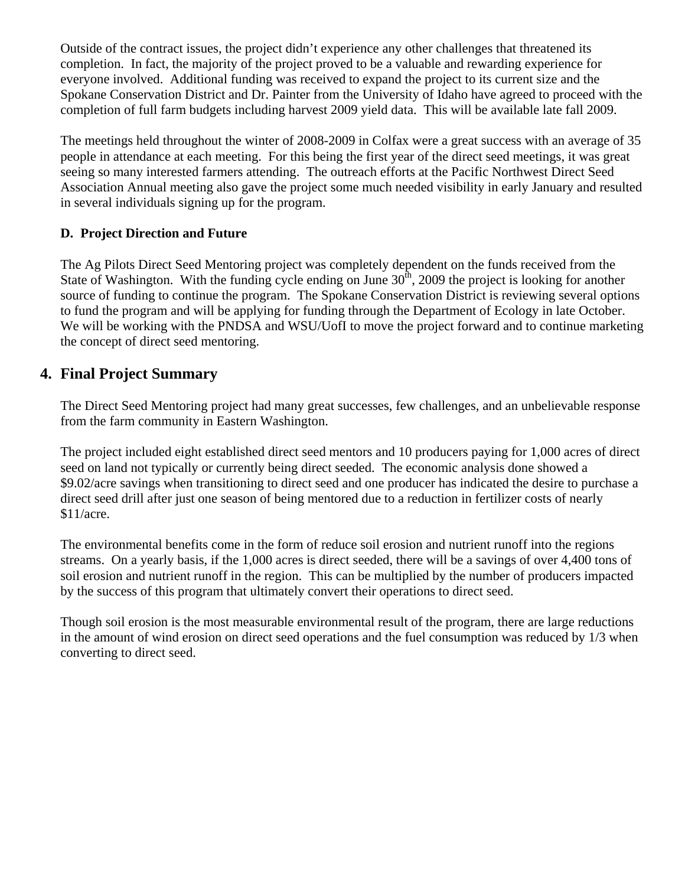Outside of the contract issues, the project didn't experience any other challenges that threatened its completion. In fact, the majority of the project proved to be a valuable and rewarding experience for everyone involved. Additional funding was received to expand the project to its current size and the Spokane Conservation District and Dr. Painter from the University of Idaho have agreed to proceed with the completion of full farm budgets including harvest 2009 yield data. This will be available late fall 2009.

The meetings held throughout the winter of 2008-2009 in Colfax were a great success with an average of 35 people in attendance at each meeting. For this being the first year of the direct seed meetings, it was great seeing so many interested farmers attending. The outreach efforts at the Pacific Northwest Direct Seed Association Annual meeting also gave the project some much needed visibility in early January and resulted in several individuals signing up for the program.

**D. Project Direction and Future**

The Ag Pilots Direct Seed Mentoring project was completely dependent on the funds received from the State of Washington. With the funding cycle ending on June 30th, 2009 the project is looking for another source of funding to continue the program. The Spokane Conservation District is reviewing several options to fund the program and will be applying for funding through the Department of Ecology in late October. We will be working with the PNDSA and WSU/UofI to move the project forward and to continue marketing the concept of direct seed mentoring.

## 4. Final Project Summary

The Direct Seed Mentoring project had many great successes, few challenges, and an unbelievable response from the farm community in Eastern Washington.

The project included eight established direct seed mentors and 10 producers paying for 1,000 acres of direct seed on land not typically or currently being direct seeded. The economic analysis done showed a $9.02/acre savings when transitioning to direct seed and one producer has indicated the desire to purchase a direct seed drill after just one season of being mentored due to a reduction in fertilizer costs of nearly $11/acre.

The environmental benefits come in the form of reduce soil erosion and nutrient runoff into the regions streams. On a yearly basis, if the 1,000 acres is direct seeded, there will be a savings of over 4,400 tons of soil erosion and nutrient runoff in the region. This can be multiplied by the number of producers impacted by the success of this program that ultimately convert their operations to direct seed.

Though soil erosion is the most measurable environmental result of the program, there are large reductions in the amount of wind erosion on direct seed operations and the fuel consumption was reduced by 1/3 when converting to direct seed.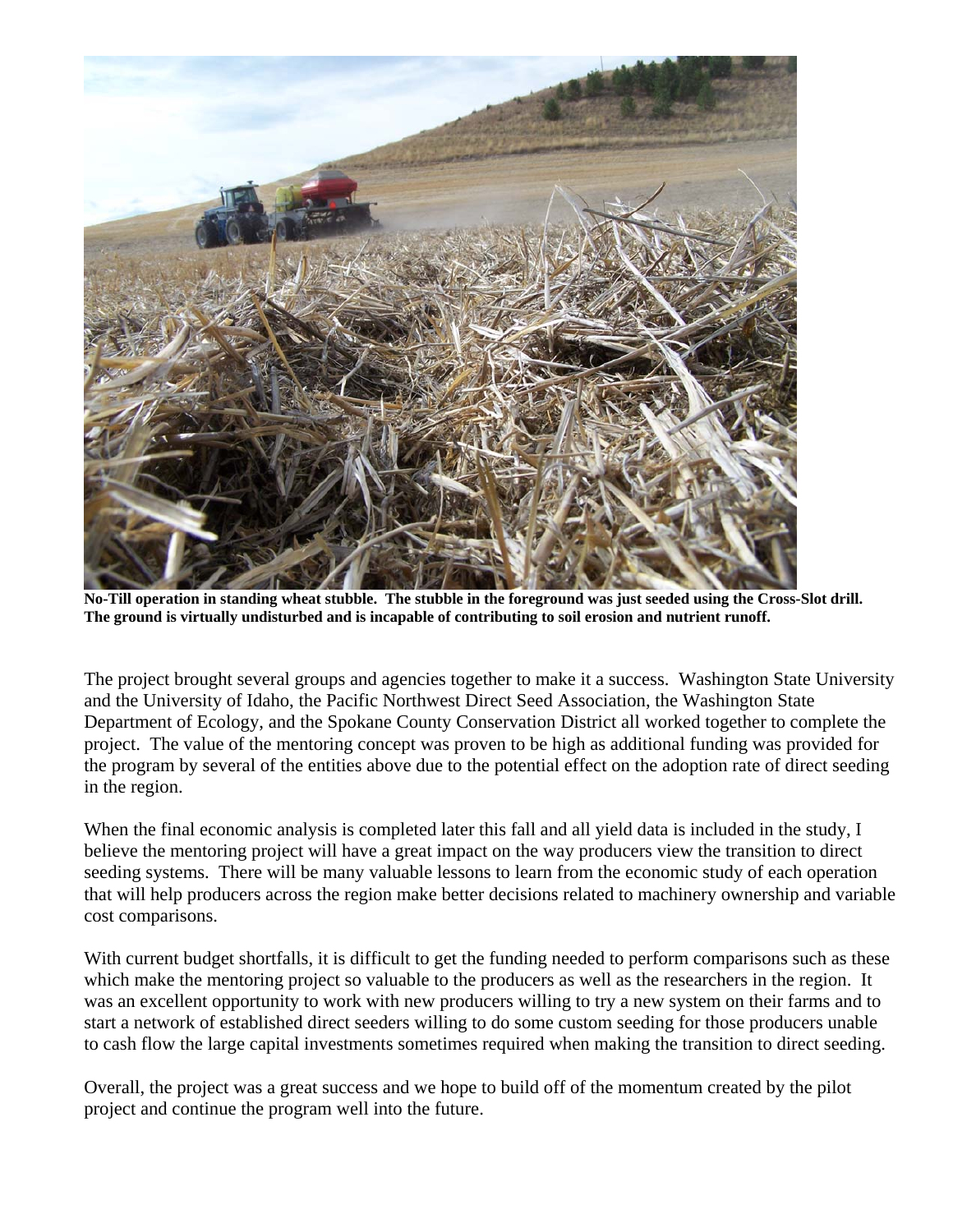**No-Till operation in standing wheat stubble. The stubble in the foreground was just seeded using the Cross-Slot drill. The ground is virtually undisturbed and is incapable of contributing to soil erosion and nutrient runoff.**

The project brought several groups and agencies together to make it a success. Washington State University and the University of Idaho, the Pacific Northwest Direct Seed Association, the Washington State Department of Ecology, and the Spokane County Conservation District all worked together to complete the project. The value of the mentoring concept was proven to be high as additional funding was provided for the program by several of the entities above due to the potential effect on the adoption rate of direct seeding in the region.

When the final economic analysis is completed later this fall and all yield data is included in the study, I believe the mentoring project will have a great impact on the way producers view the transition to direct seeding systems. There will be many valuable lessons to learn from the economic study of each operation that will help producers across the region make better decisions related to machinery ownership and variable cost comparisons.

With current budget shortfalls, it is difficult to get the funding needed to perform comparisons such as these which make the mentoring project so valuable to the producers as well as the researchers in the region. It was an excellent opportunity to work with new producers willing to try a new system on their farms and to start a network of established direct seeders willing to do some custom seeding for those producers unable to cash flow the large capital investments sometimes required when making the transition to direct seeding.

Overall, the project was a great success and we hope to build off of the momentum created by the pilot project and continue the program well into the future.